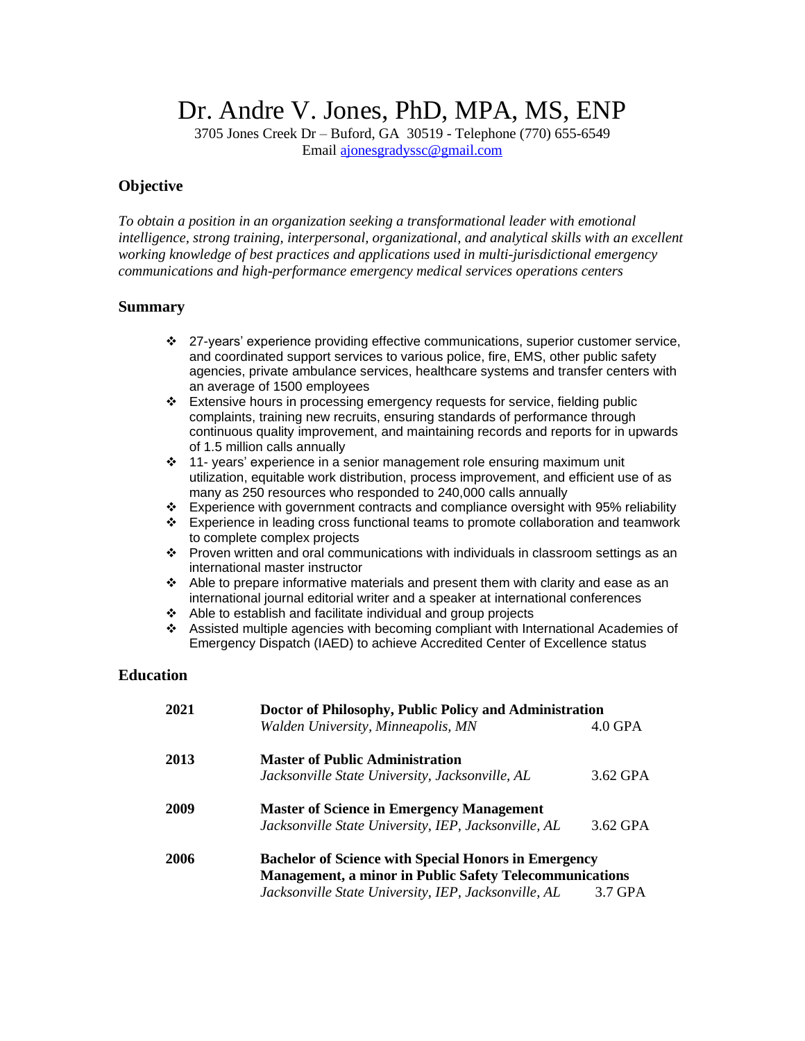# Dr. Andre V. Jones, PhD, MPA, MS, ENP

3705 Jones Creek Dr – Buford, GA 30519 - Telephone (770) 655-6549
Email ajonesgradyssc@gmail.com

## Objective

*To obtain a position in an organization seeking a transformational leader with emotional intelligence, strong training, interpersonal, organizational, and analytical skills with an excellent working knowledge of best practices and applications used in multi-jurisdictional emergency communications and high-performance emergency medical services operations centers*

## Summary

- 27-years' experience providing effective communications, superior customer service, and coordinated support services to various police, fire, EMS, other public safety agencies, private ambulance services, healthcare systems and transfer centers with an average of 1500 employees
- Extensive hours in processing emergency requests for service, fielding public complaints, training new recruits, ensuring standards of performance through continuous quality improvement, and maintaining records and reports for in upwards of 1.5 million calls annually
- 11- years' experience in a senior management role ensuring maximum unit utilization, equitable work distribution, process improvement, and efficient use of as many as 250 resources who responded to 240,000 calls annually
- Experience with government contracts and compliance oversight with 95% reliability
- Experience in leading cross functional teams to promote collaboration and teamwork to complete complex projects
- Proven written and oral communications with individuals in classroom settings as an international master instructor
- Able to prepare informative materials and present them with clarity and ease as an international journal editorial writer and a speaker at international conferences
- Able to establish and facilitate individual and group projects
- Assisted multiple agencies with becoming compliant with International Academies of Emergency Dispatch (IAED) to achieve Accredited Center of Excellence status

## Education

**2021** — **Doctor of Philosophy, Public Policy and Administration**
*Walden University, Minneapolis, MN* — 4.0 GPA

**2013** — **Master of Public Administration**
*Jacksonville State University, Jacksonville, AL* — 3.62 GPA

**2009** — **Master of Science in Emergency Management**
*Jacksonville State University, IEP, Jacksonville, AL* — 3.62 GPA

**2006** — **Bachelor of Science with Special Honors in Emergency Management, a minor in Public Safety Telecommunications**
*Jacksonville State University, IEP, Jacksonville, AL* — 3.7 GPA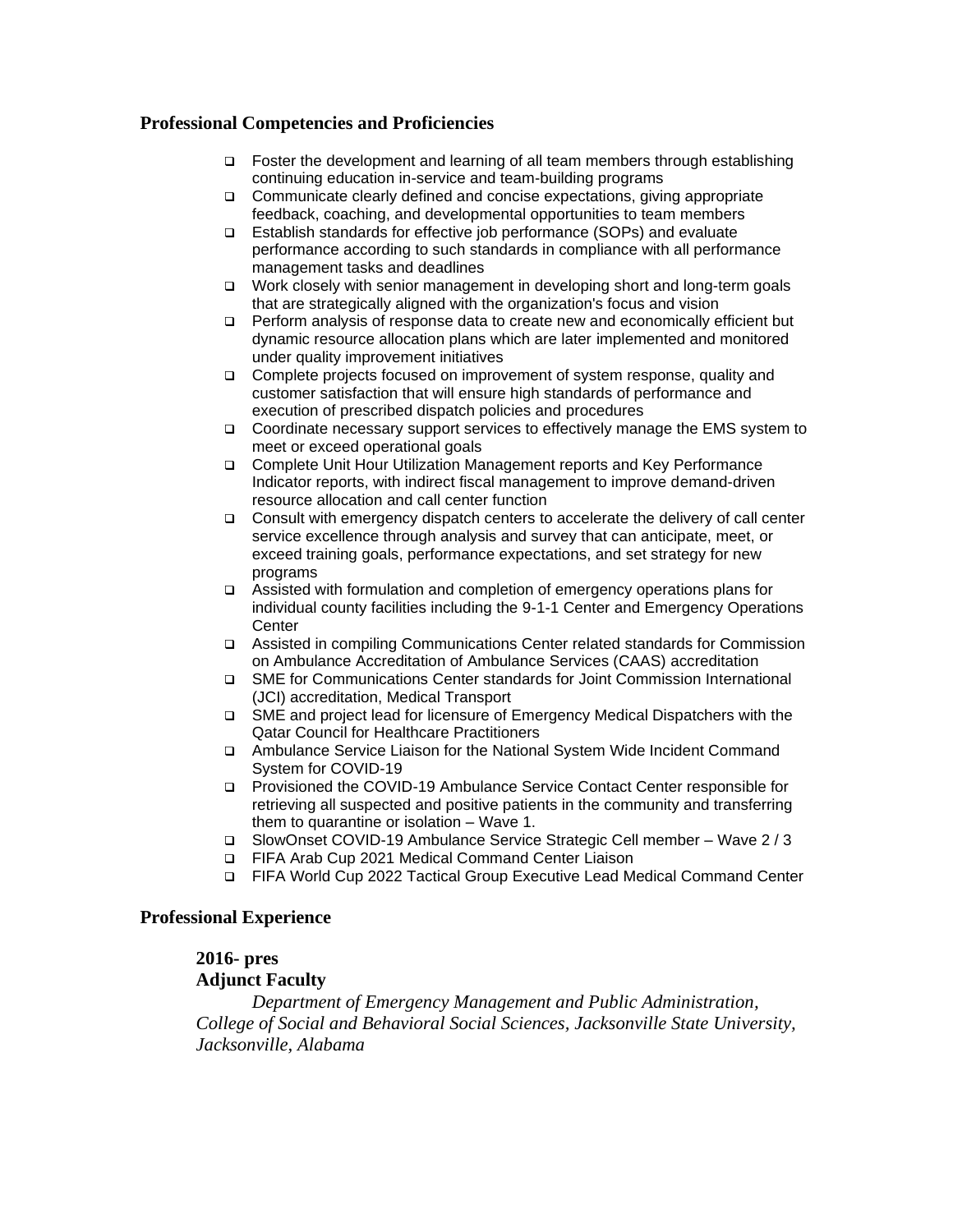## Professional Competencies and Proficiencies

- Foster the development and learning of all team members through establishing continuing education in-service and team-building programs
- Communicate clearly defined and concise expectations, giving appropriate feedback, coaching, and developmental opportunities to team members
- Establish standards for effective job performance (SOPs) and evaluate performance according to such standards in compliance with all performance management tasks and deadlines
- Work closely with senior management in developing short and long-term goals that are strategically aligned with the organization's focus and vision
- Perform analysis of response data to create new and economically efficient but dynamic resource allocation plans which are later implemented and monitored under quality improvement initiatives
- Complete projects focused on improvement of system response, quality and customer satisfaction that will ensure high standards of performance and execution of prescribed dispatch policies and procedures
- Coordinate necessary support services to effectively manage the EMS system to meet or exceed operational goals
- Complete Unit Hour Utilization Management reports and Key Performance Indicator reports, with indirect fiscal management to improve demand-driven resource allocation and call center function
- Consult with emergency dispatch centers to accelerate the delivery of call center service excellence through analysis and survey that can anticipate, meet, or exceed training goals, performance expectations, and set strategy for new programs
- Assisted with formulation and completion of emergency operations plans for individual county facilities including the 9-1-1 Center and Emergency Operations Center
- Assisted in compiling Communications Center related standards for Commission on Ambulance Accreditation of Ambulance Services (CAAS) accreditation
- SME for Communications Center standards for Joint Commission International (JCI) accreditation, Medical Transport
- SME and project lead for licensure of Emergency Medical Dispatchers with the Qatar Council for Healthcare Practitioners
- Ambulance Service Liaison for the National System Wide Incident Command System for COVID-19
- Provisioned the COVID-19 Ambulance Service Contact Center responsible for retrieving all suspected and positive patients in the community and transferring them to quarantine or isolation – Wave 1.
- SlowOnset COVID-19 Ambulance Service Strategic Cell member – Wave 2 / 3
- FIFA Arab Cup 2021 Medical Command Center Liaison
- FIFA World Cup 2022 Tactical Group Executive Lead Medical Command Center

## Professional Experience

**2016- pres**
**Adjunct Faculty**

*Department of Emergency Management and Public Administration, College of Social and Behavioral Social Sciences, Jacksonville State University, Jacksonville, Alabama*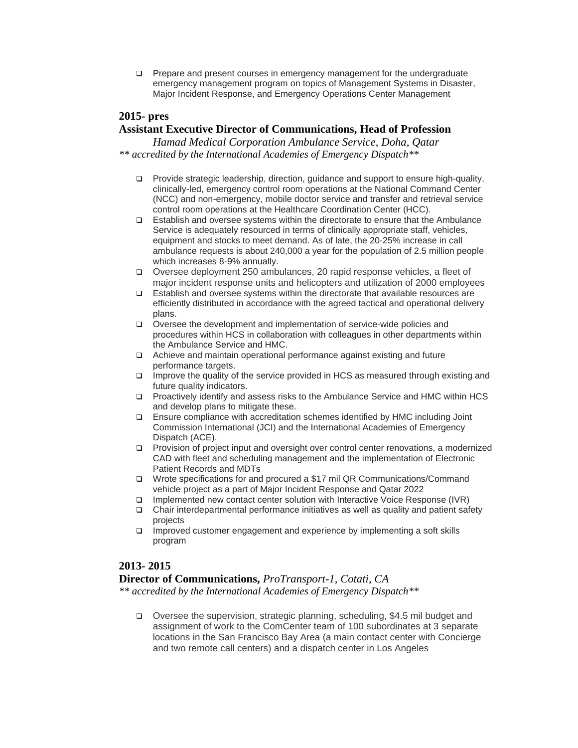- Prepare and present courses in emergency management for the undergraduate emergency management program on topics of Management Systems in Disaster, Major Incident Response, and Emergency Operations Center Management

**2015- pres**

**Assistant Executive Director of Communications, Head of Profession**

*Hamad Medical Corporation Ambulance Service, Doha, Qatar*

*** accredited by the International Academies of Emergency Dispatch***

- Provide strategic leadership, direction, guidance and support to ensure high-quality, clinically-led, emergency control room operations at the National Command Center (NCC) and non-emergency, mobile doctor service and transfer and retrieval service control room operations at the Healthcare Coordination Center (HCC).
- Establish and oversee systems within the directorate to ensure that the Ambulance Service is adequately resourced in terms of clinically appropriate staff, vehicles, equipment and stocks to meet demand. As of late, the 20-25% increase in call ambulance requests is about 240,000 a year for the population of 2.5 million people which increases 8-9% annually.
- Oversee deployment 250 ambulances, 20 rapid response vehicles, a fleet of major incident response units and helicopters and utilization of 2000 employees
- Establish and oversee systems within the directorate that available resources are efficiently distributed in accordance with the agreed tactical and operational delivery plans.
- Oversee the development and implementation of service-wide policies and procedures within HCS in collaboration with colleagues in other departments within the Ambulance Service and HMC.
- Achieve and maintain operational performance against existing and future performance targets.
- Improve the quality of the service provided in HCS as measured through existing and future quality indicators.
- Proactively identify and assess risks to the Ambulance Service and HMC within HCS and develop plans to mitigate these.
- Ensure compliance with accreditation schemes identified by HMC including Joint Commission International (JCI) and the International Academies of Emergency Dispatch (ACE).
- Provision of project input and oversight over control center renovations, a modernized CAD with fleet and scheduling management and the implementation of Electronic Patient Records and MDTs
- Wrote specifications for and procured a $17 mil QR Communications/Command vehicle project as a part of Major Incident Response and Qatar 2022
- Implemented new contact center solution with Interactive Voice Response (IVR)
- Chair interdepartmental performance initiatives as well as quality and patient safety projects
- Improved customer engagement and experience by implementing a soft skills program

**2013- 2015**

**Director of Communications,** *ProTransport-1, Cotati, CA*

*** accredited by the International Academies of Emergency Dispatch***

- Oversee the supervision, strategic planning, scheduling, $4.5 mil budget and assignment of work to the ComCenter team of 100 subordinates at 3 separate locations in the San Francisco Bay Area (a main contact center with Concierge and two remote call centers) and a dispatch center in Los Angeles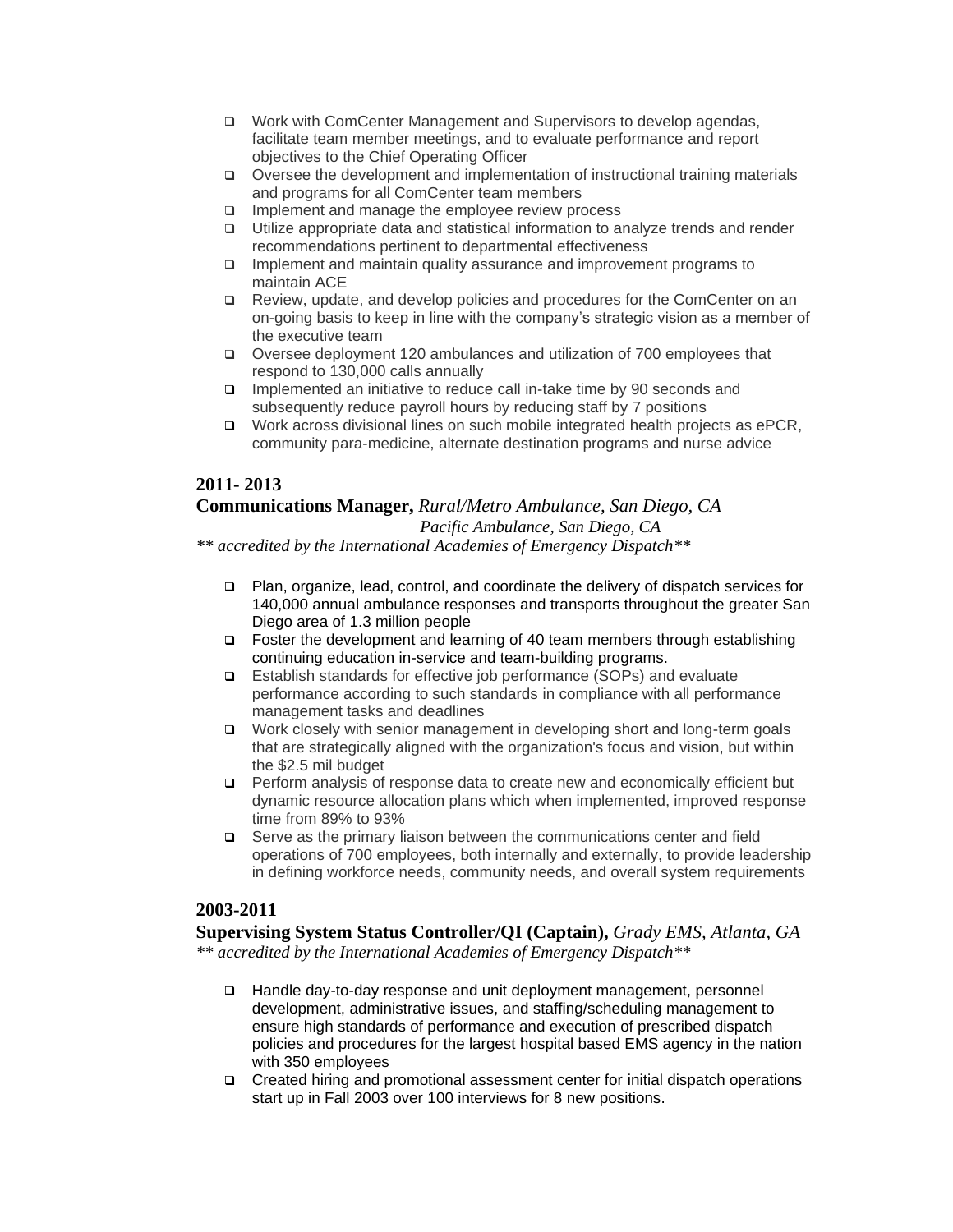- Work with ComCenter Management and Supervisors to develop agendas, facilitate team member meetings, and to evaluate performance and report objectives to the Chief Operating Officer
- Oversee the development and implementation of instructional training materials and programs for all ComCenter team members
- Implement and manage the employee review process
- Utilize appropriate data and statistical information to analyze trends and render recommendations pertinent to departmental effectiveness
- Implement and maintain quality assurance and improvement programs to maintain ACE
- Review, update, and develop policies and procedures for the ComCenter on an on-going basis to keep in line with the company's strategic vision as a member of the executive team
- Oversee deployment 120 ambulances and utilization of 700 employees that respond to 130,000 calls annually
- Implemented an initiative to reduce call in-take time by 90 seconds and subsequently reduce payroll hours by reducing staff by 7 positions
- Work across divisional lines on such mobile integrated health projects as ePCR, community para-medicine, alternate destination programs and nurse advice

**2011- 2013**

**Communications Manager,** *Rural/Metro Ambulance, San Diego, CA*
*Pacific Ambulance, San Diego, CA*

*** accredited by the International Academies of Emergency Dispatch***

- Plan, organize, lead, control, and coordinate the delivery of dispatch services for 140,000 annual ambulance responses and transports throughout the greater San Diego area of 1.3 million people
- Foster the development and learning of 40 team members through establishing continuing education in-service and team-building programs.
- Establish standards for effective job performance (SOPs) and evaluate performance according to such standards in compliance with all performance management tasks and deadlines
- Work closely with senior management in developing short and long-term goals that are strategically aligned with the organization's focus and vision, but within the $2.5 mil budget
- Perform analysis of response data to create new and economically efficient but dynamic resource allocation plans which when implemented, improved response time from 89% to 93%
- Serve as the primary liaison between the communications center and field operations of 700 employees, both internally and externally, to provide leadership in defining workforce needs, community needs, and overall system requirements

**2003-2011**

**Supervising System Status Controller/QI (Captain),** *Grady EMS, Atlanta, GA*

*** accredited by the International Academies of Emergency Dispatch***

- Handle day-to-day response and unit deployment management, personnel development, administrative issues, and staffing/scheduling management to ensure high standards of performance and execution of prescribed dispatch policies and procedures for the largest hospital based EMS agency in the nation with 350 employees
- Created hiring and promotional assessment center for initial dispatch operations start up in Fall 2003 over 100 interviews for 8 new positions.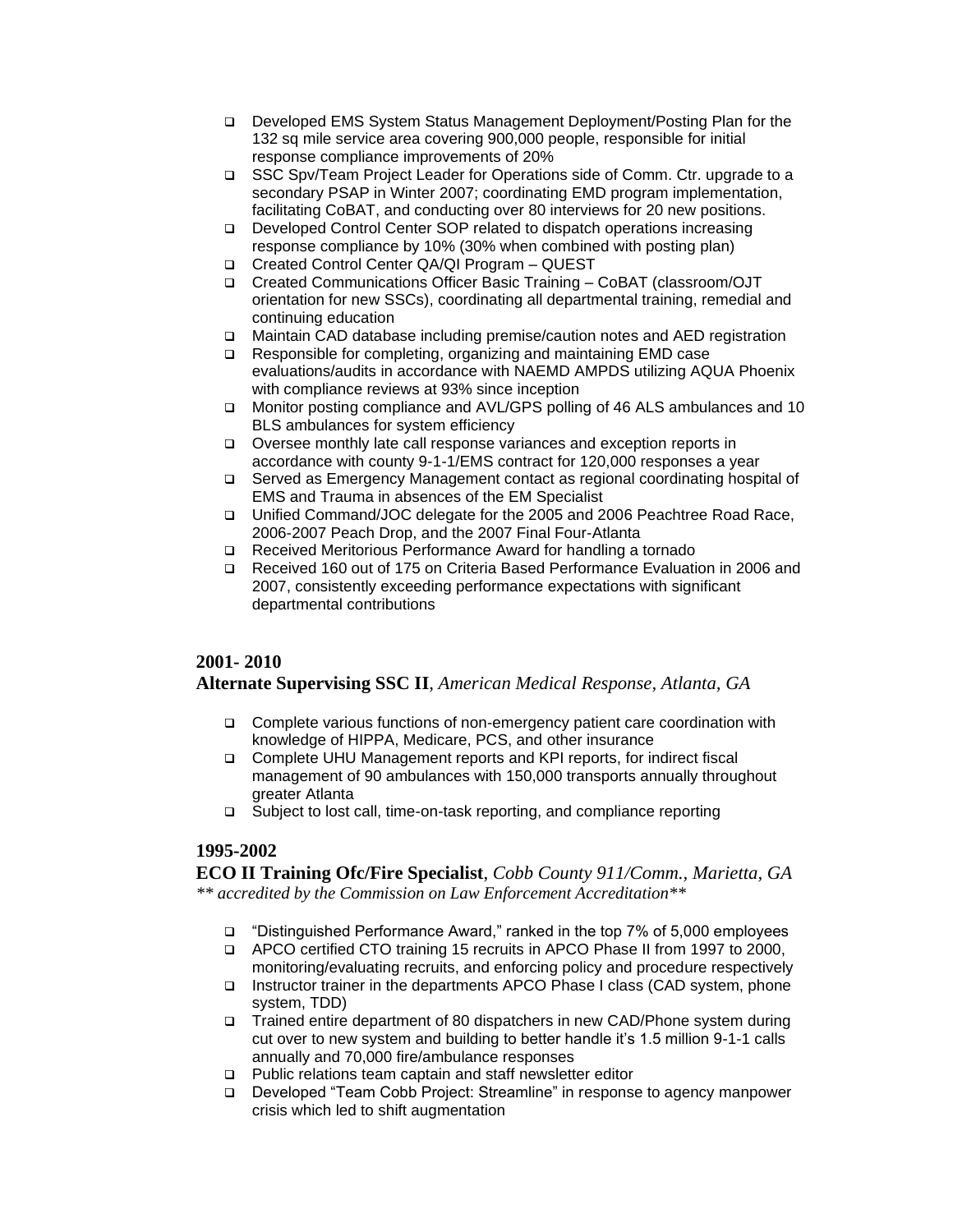- Developed EMS System Status Management Deployment/Posting Plan for the 132 sq mile service area covering 900,000 people, responsible for initial response compliance improvements of 20%
- SSC Spv/Team Project Leader for Operations side of Comm. Ctr. upgrade to a secondary PSAP in Winter 2007; coordinating EMD program implementation, facilitating CoBAT, and conducting over 80 interviews for 20 new positions.
- Developed Control Center SOP related to dispatch operations increasing response compliance by 10% (30% when combined with posting plan)
- Created Control Center QA/QI Program – QUEST
- Created Communications Officer Basic Training – CoBAT (classroom/OJT orientation for new SSCs), coordinating all departmental training, remedial and continuing education
- Maintain CAD database including premise/caution notes and AED registration
- Responsible for completing, organizing and maintaining EMD case evaluations/audits in accordance with NAEMD AMPDS utilizing AQUA Phoenix with compliance reviews at 93% since inception
- Monitor posting compliance and AVL/GPS polling of 46 ALS ambulances and 10 BLS ambulances for system efficiency
- Oversee monthly late call response variances and exception reports in accordance with county 9-1-1/EMS contract for 120,000 responses a year
- Served as Emergency Management contact as regional coordinating hospital of EMS and Trauma in absences of the EM Specialist
- Unified Command/JOC delegate for the 2005 and 2006 Peachtree Road Race, 2006-2007 Peach Drop, and the 2007 Final Four-Atlanta
- Received Meritorious Performance Award for handling a tornado
- Received 160 out of 175 on Criteria Based Performance Evaluation in 2006 and 2007, consistently exceeding performance expectations with significant departmental contributions

**2001- 2010**

**Alternate Supervising SSC II**, *American Medical Response, Atlanta, GA*

- Complete various functions of non-emergency patient care coordination with knowledge of HIPPA, Medicare, PCS, and other insurance
- Complete UHU Management reports and KPI reports, for indirect fiscal management of 90 ambulances with 150,000 transports annually throughout greater Atlanta
- Subject to lost call, time-on-task reporting, and compliance reporting

**1995-2002**

**ECO II Training Ofc/Fire Specialist**, *Cobb County 911/Comm., Marietta, GA*
*\*\* accredited by the Commission on Law Enforcement Accreditation\*\**

- "Distinguished Performance Award," ranked in the top 7% of 5,000 employees
- APCO certified CTO training 15 recruits in APCO Phase II from 1997 to 2000, monitoring/evaluating recruits, and enforcing policy and procedure respectively
- Instructor trainer in the departments APCO Phase I class (CAD system, phone system, TDD)
- Trained entire department of 80 dispatchers in new CAD/Phone system during cut over to new system and building to better handle it's 1.5 million 9-1-1 calls annually and 70,000 fire/ambulance responses
- Public relations team captain and staff newsletter editor
- Developed "Team Cobb Project: Streamline" in response to agency manpower crisis which led to shift augmentation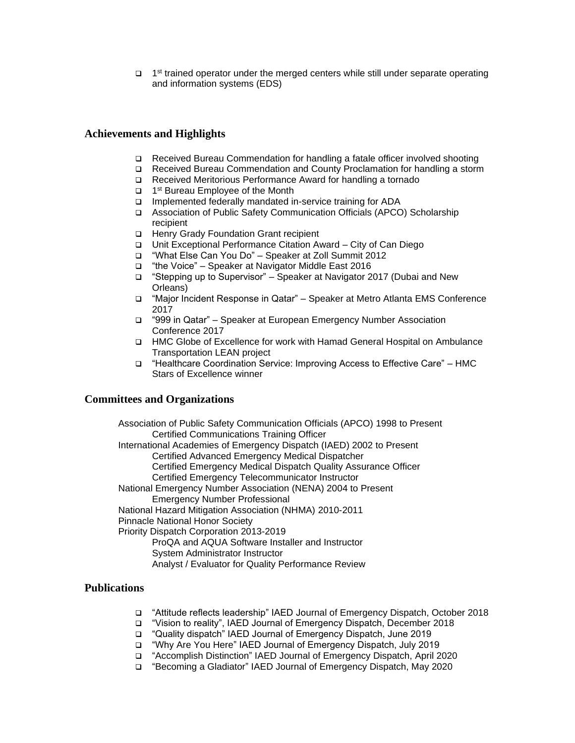- 1st trained operator under the merged centers while still under separate operating and information systems (EDS)

## Achievements and Highlights

- Received Bureau Commendation for handling a fatale officer involved shooting
- Received Bureau Commendation and County Proclamation for handling a storm
- Received Meritorious Performance Award for handling a tornado
- 1st Bureau Employee of the Month
- Implemented federally mandated in-service training for ADA
- Association of Public Safety Communication Officials (APCO) Scholarship recipient
- Henry Grady Foundation Grant recipient
- Unit Exceptional Performance Citation Award – City of Can Diego
- "What Else Can You Do" – Speaker at Zoll Summit 2012
- "the Voice" – Speaker at Navigator Middle East 2016
- "Stepping up to Supervisor" – Speaker at Navigator 2017 (Dubai and New Orleans)
- "Major Incident Response in Qatar" – Speaker at Metro Atlanta EMS Conference 2017
- "999 in Qatar" – Speaker at European Emergency Number Association Conference 2017
- HMC Globe of Excellence for work with Hamad General Hospital on Ambulance Transportation LEAN project
- "Healthcare Coordination Service: Improving Access to Effective Care" – HMC Stars of Excellence winner

## Committees and Organizations

Association of Public Safety Communication Officials (APCO) 1998 to Present
- Certified Communications Training Officer

International Academies of Emergency Dispatch (IAED) 2002 to Present
- Certified Advanced Emergency Medical Dispatcher
- Certified Emergency Medical Dispatch Quality Assurance Officer
- Certified Emergency Telecommunicator Instructor

National Emergency Number Association (NENA) 2004 to Present
- Emergency Number Professional

National Hazard Mitigation Association (NHMA) 2010-2011

Pinnacle National Honor Society

Priority Dispatch Corporation 2013-2019
- ProQA and AQUA Software Installer and Instructor
- System Administrator Instructor
- Analyst / Evaluator for Quality Performance Review

## Publications

- "Attitude reflects leadership" IAED Journal of Emergency Dispatch, October 2018
- "Vision to reality", IAED Journal of Emergency Dispatch, December 2018
- "Quality dispatch" IAED Journal of Emergency Dispatch, June 2019
- "Why Are You Here" IAED Journal of Emergency Dispatch, July 2019
- "Accomplish Distinction" IAED Journal of Emergency Dispatch, April 2020
- "Becoming a Gladiator" IAED Journal of Emergency Dispatch, May 2020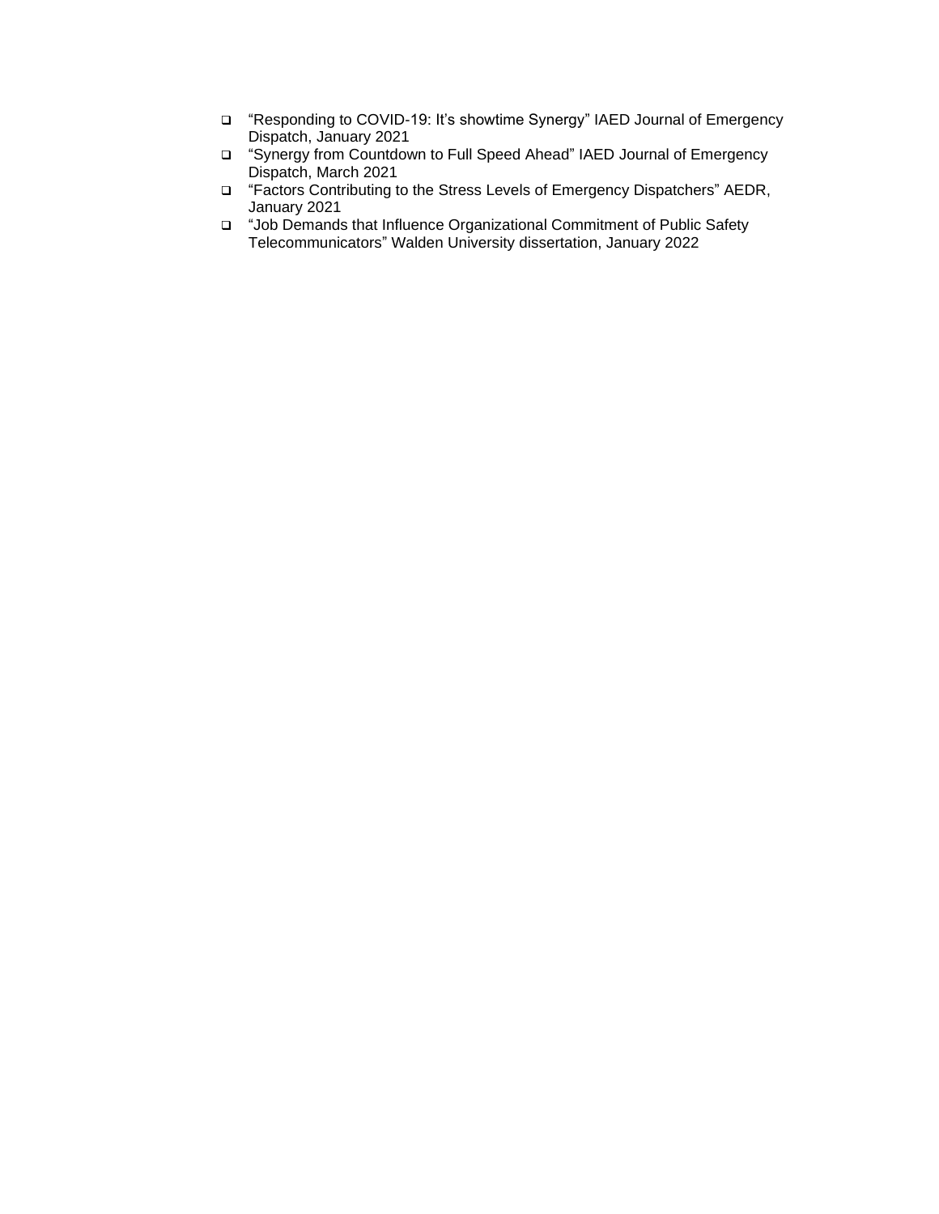- “Responding to COVID-19: It’s showtime Synergy” IAED Journal of Emergency Dispatch, January 2021
- “Synergy from Countdown to Full Speed Ahead” IAED Journal of Emergency Dispatch, March 2021
- “Factors Contributing to the Stress Levels of Emergency Dispatchers” AEDR, January 2021
- “Job Demands that Influence Organizational Commitment of Public Safety Telecommunicators” Walden University dissertation, January 2022